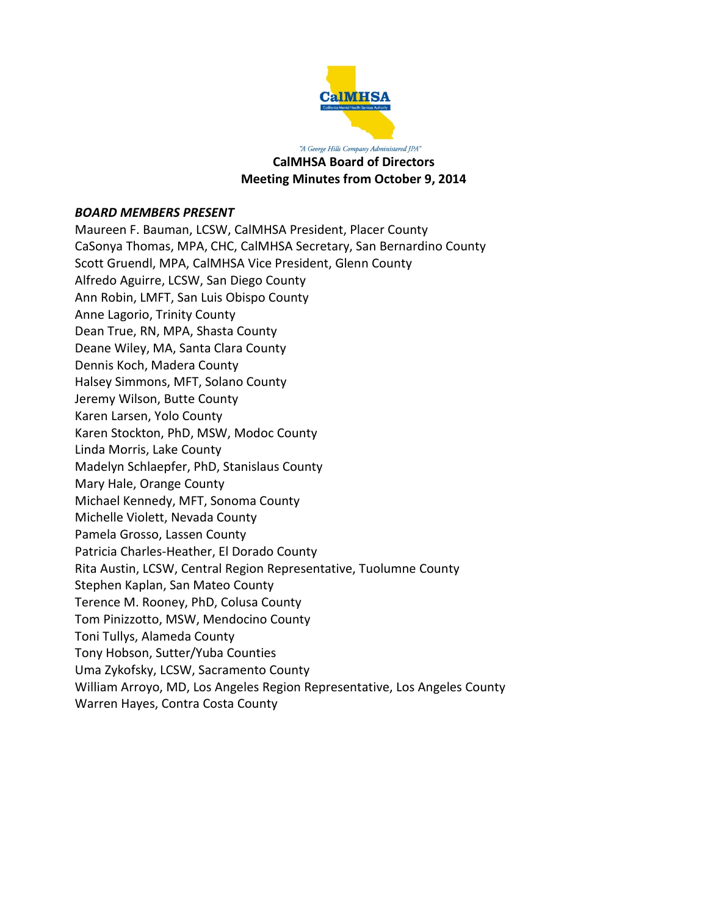CalMHSA

California Mental Health Services Authority

*"A George Hills Company Administered JPA"*

**CalMHSA Board of Directors**
**Meeting Minutes from October 9, 2014**

***BOARD MEMBERS PRESENT***

Maureen F. Bauman, LCSW, CalMHSA President, Placer County
CaSonya Thomas, MPA, CHC, CalMHSA Secretary, San Bernardino County
Scott Gruendl, MPA, CalMHSA Vice President, Glenn County
Alfredo Aguirre, LCSW, San Diego County
Ann Robin, LMFT, San Luis Obispo County
Anne Lagorio, Trinity County
Dean True, RN, MPA, Shasta County
Deane Wiley, MA, Santa Clara County
Dennis Koch, Madera County
Halsey Simmons, MFT, Solano County
Jeremy Wilson, Butte County
Karen Larsen, Yolo County
Karen Stockton, PhD, MSW, Modoc County
Linda Morris, Lake County
Madelyn Schlaepfer, PhD, Stanislaus County
Mary Hale, Orange County
Michael Kennedy, MFT, Sonoma County
Michelle Violett, Nevada County
Pamela Grosso, Lassen County
Patricia Charles-Heather, El Dorado County
Rita Austin, LCSW, Central Region Representative, Tuolumne County
Stephen Kaplan, San Mateo County
Terence M. Rooney, PhD, Colusa County
Tom Pinizzotto, MSW, Mendocino County
Toni Tullys, Alameda County
Tony Hobson, Sutter/Yuba Counties
Uma Zykofsky, LCSW, Sacramento County
William Arroyo, MD, Los Angeles Region Representative, Los Angeles County
Warren Hayes, Contra Costa County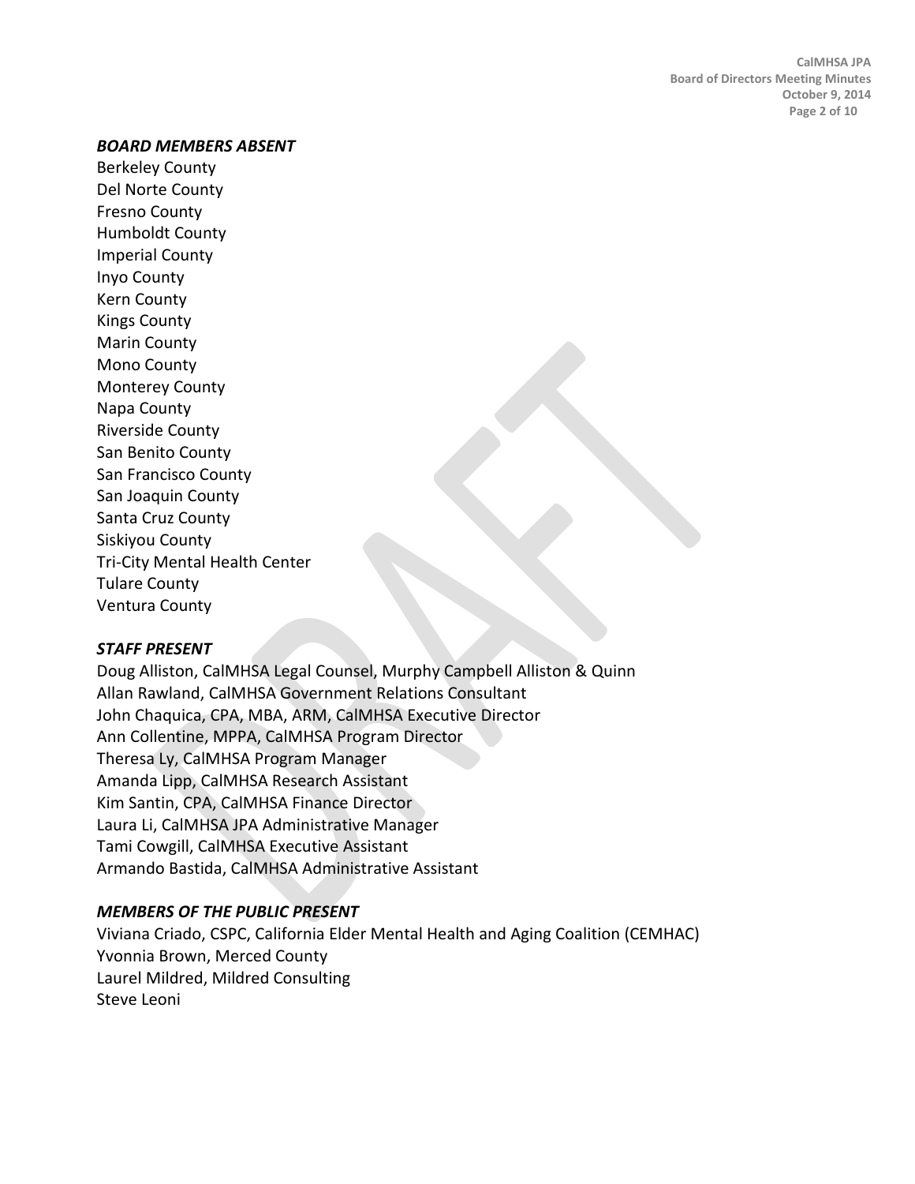***BOARD MEMBERS ABSENT***

Berkeley County
Del Norte County
Fresno County
Humboldt County
Imperial County
Inyo County
Kern County
Kings County
Marin County
Mono County
Monterey County
Napa County
Riverside County
San Benito County
San Francisco County
San Joaquin County
Santa Cruz County
Siskiyou County
Tri-City Mental Health Center
Tulare County
Ventura County

***STAFF PRESENT***

Doug Alliston, CalMHSA Legal Counsel, Murphy Campbell Alliston & Quinn
Allan Rawland, CalMHSA Government Relations Consultant
John Chaquica, CPA, MBA, ARM, CalMHSA Executive Director
Ann Collentine, MPPA, CalMHSA Program Director
Theresa Ly, CalMHSA Program Manager
Amanda Lipp, CalMHSA Research Assistant
Kim Santin, CPA, CalMHSA Finance Director
Laura Li, CalMHSA JPA Administrative Manager
Tami Cowgill, CalMHSA Executive Assistant
Armando Bastida, CalMHSA Administrative Assistant

***MEMBERS OF THE PUBLIC PRESENT***

Viviana Criado, CSPC, California Elder Mental Health and Aging Coalition (CEMHAC)
Yvonnia Brown, Merced County
Laurel Mildred, Mildred Consulting
Steve Leoni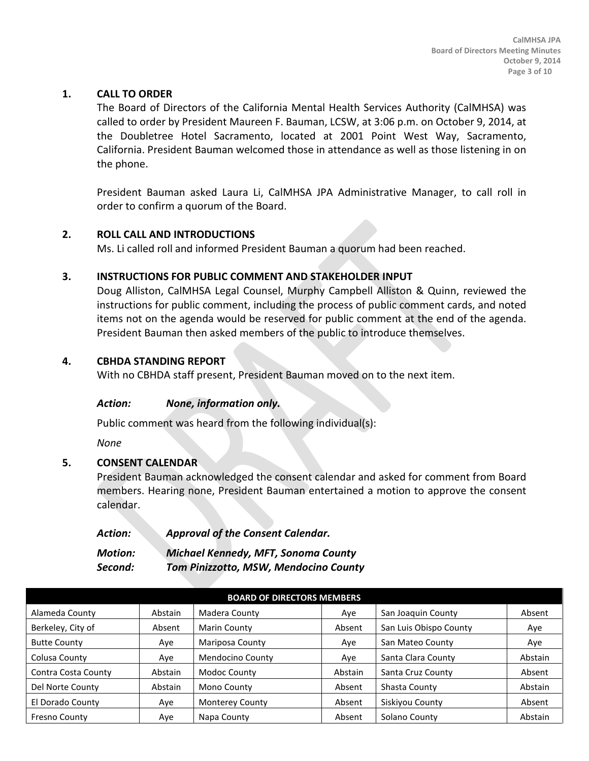## 1. CALL TO ORDER

The Board of Directors of the California Mental Health Services Authority (CalMHSA) was called to order by President Maureen F. Bauman, LCSW, at 3:06 p.m. on October 9, 2014, at the Doubletree Hotel Sacramento, located at 2001 Point West Way, Sacramento, California. President Bauman welcomed those in attendance as well as those listening in on the phone.

President Bauman asked Laura Li, CalMHSA JPA Administrative Manager, to call roll in order to confirm a quorum of the Board.

## 2. ROLL CALL AND INTRODUCTIONS

Ms. Li called roll and informed President Bauman a quorum had been reached.

## 3. INSTRUCTIONS FOR PUBLIC COMMENT AND STAKEHOLDER INPUT

Doug Alliston, CalMHSA Legal Counsel, Murphy Campbell Alliston & Quinn, reviewed the instructions for public comment, including the process of public comment cards, and noted items not on the agenda would be reserved for public comment at the end of the agenda. President Bauman then asked members of the public to introduce themselves.

## 4. CBHDA STANDING REPORT

With no CBHDA staff present, President Bauman moved on to the next item.

***Action:*** ***None, information only.***

Public comment was heard from the following individual(s):

*None*

## 5. CONSENT CALENDAR

President Bauman acknowledged the consent calendar and asked for comment from Board members. Hearing none, President Bauman entertained a motion to approve the consent calendar.

***Action:*** ***Approval of the Consent Calendar.***

***Motion:*** ***Michael Kennedy, MFT, Sonoma County***
***Second:*** ***Tom Pinizzotto, MSW, Mendocino County***

| BOARD OF DIRECTORS MEMBERS | | | | | |
|---|---|---|---|---|---|
| Alameda County | Abstain | Madera County | Aye | San Joaquin County | Absent |
| Berkeley, City of | Absent | Marin County | Absent | San Luis Obispo County | Aye |
| Butte County | Aye | Mariposa County | Aye | San Mateo County | Aye |
| Colusa County | Aye | Mendocino County | Aye | Santa Clara County | Abstain |
| Contra Costa County | Abstain | Modoc County | Abstain | Santa Cruz County | Absent |
| Del Norte County | Abstain | Mono County | Absent | Shasta County | Abstain |
| El Dorado County | Aye | Monterey County | Absent | Siskiyou County | Absent |
| Fresno County | Aye | Napa County | Absent | Solano County | Abstain |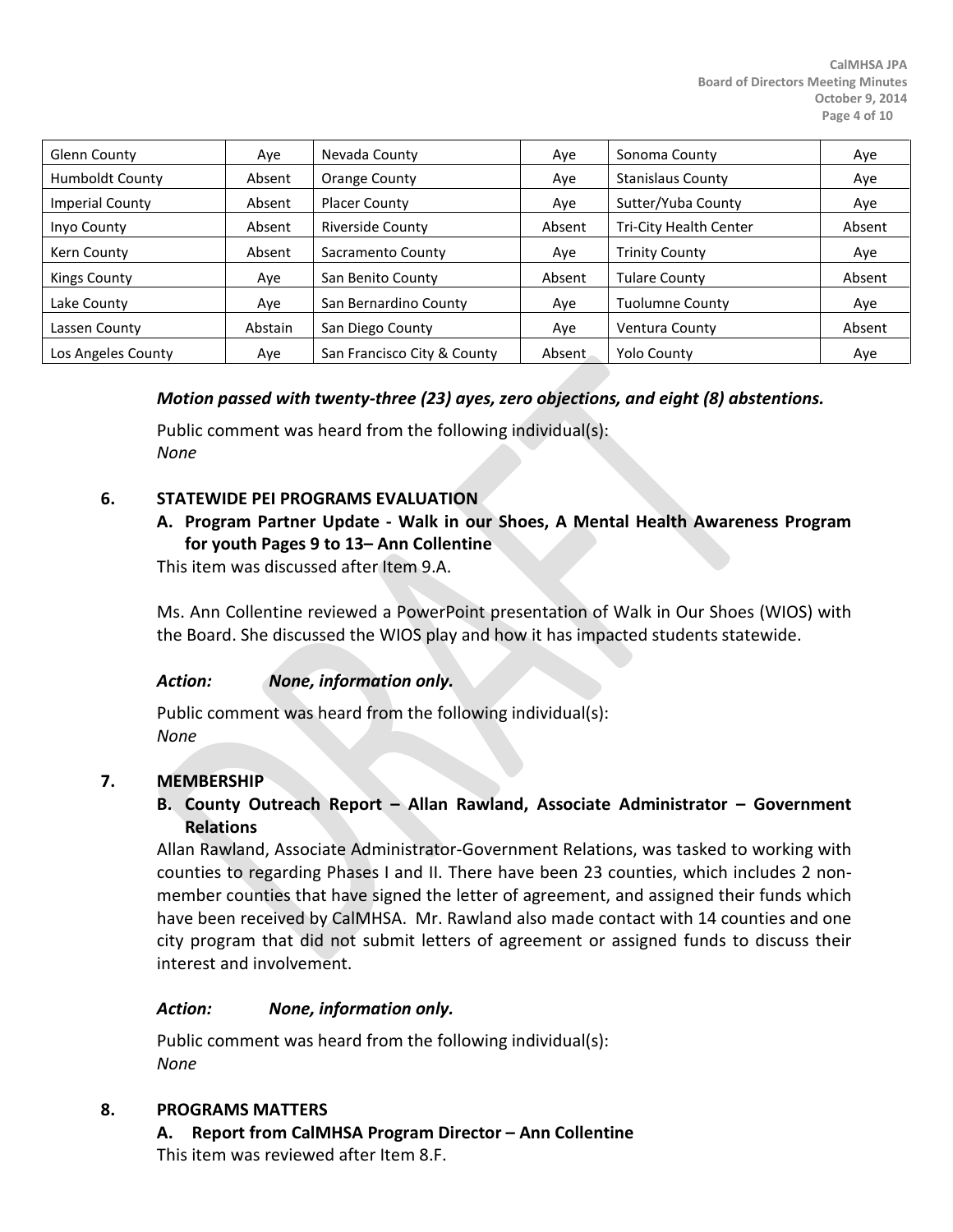| Glenn County | Aye | Nevada County | Aye | Sonoma County | Aye |
|---|---|---|---|---|---|
| Humboldt County | Absent | Orange County | Aye | Stanislaus County | Aye |
| Imperial County | Absent | Placer County | Aye | Sutter/Yuba County | Aye |
| Inyo County | Absent | Riverside County | Absent | Tri-City Health Center | Absent |
| Kern County | Absent | Sacramento County | Aye | Trinity County | Aye |
| Kings County | Aye | San Benito County | Absent | Tulare County | Absent |
| Lake County | Aye | San Bernardino County | Aye | Tuolumne County | Aye |
| Lassen County | Abstain | San Diego County | Aye | Ventura County | Absent |
| Los Angeles County | Aye | San Francisco City & County | Absent | Yolo County | Aye |

***Motion passed with twenty-three (23) ayes, zero objections, and eight (8) abstentions.***

Public comment was heard from the following individual(s):
*None*

## 6. STATEWIDE PEI PROGRAMS EVALUATION

### A. Program Partner Update - Walk in our Shoes, A Mental Health Awareness Program for youth Pages 9 to 13– Ann Collentine

This item was discussed after Item 9.A.

Ms. Ann Collentine reviewed a PowerPoint presentation of Walk in Our Shoes (WIOS) with the Board. She discussed the WIOS play and how it has impacted students statewide.

***Action: None, information only.***

Public comment was heard from the following individual(s):
*None*

## 7. MEMBERSHIP

### B. County Outreach Report – Allan Rawland, Associate Administrator – Government Relations

Allan Rawland, Associate Administrator-Government Relations, was tasked to working with counties to regarding Phases I and II. There have been 23 counties, which includes 2 non-member counties that have signed the letter of agreement, and assigned their funds which have been received by CalMHSA. Mr. Rawland also made contact with 14 counties and one city program that did not submit letters of agreement or assigned funds to discuss their interest and involvement.

***Action: None, information only.***

Public comment was heard from the following individual(s):
*None*

## 8. PROGRAMS MATTERS

### A. Report from CalMHSA Program Director – Ann Collentine

This item was reviewed after Item 8.F.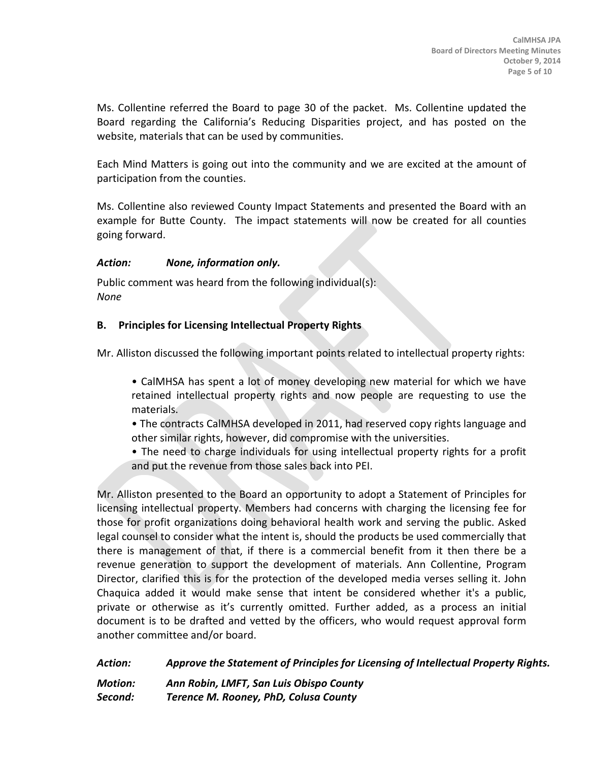Ms. Collentine referred the Board to page 30 of the packet. Ms. Collentine updated the Board regarding the California's Reducing Disparities project, and has posted on the website, materials that can be used by communities.

Each Mind Matters is going out into the community and we are excited at the amount of participation from the counties.

Ms. Collentine also reviewed County Impact Statements and presented the Board with an example for Butte County. The impact statements will now be created for all counties going forward.

***Action:*** ***None, information only.***

Public comment was heard from the following individual(s):
*None*

**B. Principles for Licensing Intellectual Property Rights**

Mr. Alliston discussed the following important points related to intellectual property rights:

- CalMHSA has spent a lot of money developing new material for which we have retained intellectual property rights and now people are requesting to use the materials.
- The contracts CalMHSA developed in 2011, had reserved copy rights language and other similar rights, however, did compromise with the universities.
- The need to charge individuals for using intellectual property rights for a profit and put the revenue from those sales back into PEI.

Mr. Alliston presented to the Board an opportunity to adopt a Statement of Principles for licensing intellectual property. Members had concerns with charging the licensing fee for those for profit organizations doing behavioral health work and serving the public. Asked legal counsel to consider what the intent is, should the products be used commercially that there is management of that, if there is a commercial benefit from it then there be a revenue generation to support the development of materials. Ann Collentine, Program Director, clarified this is for the protection of the developed media verses selling it. John Chaquica added it would make sense that intent be considered whether it's a public, private or otherwise as it's currently omitted. Further added, as a process an initial document is to be drafted and vetted by the officers, who would request approval form another committee and/or board.

***Action:*** ***Approve the Statement of Principles for Licensing of Intellectual Property Rights.***

***Motion:*** ***Ann Robin, LMFT, San Luis Obispo County***
***Second:*** ***Terence M. Rooney, PhD, Colusa County***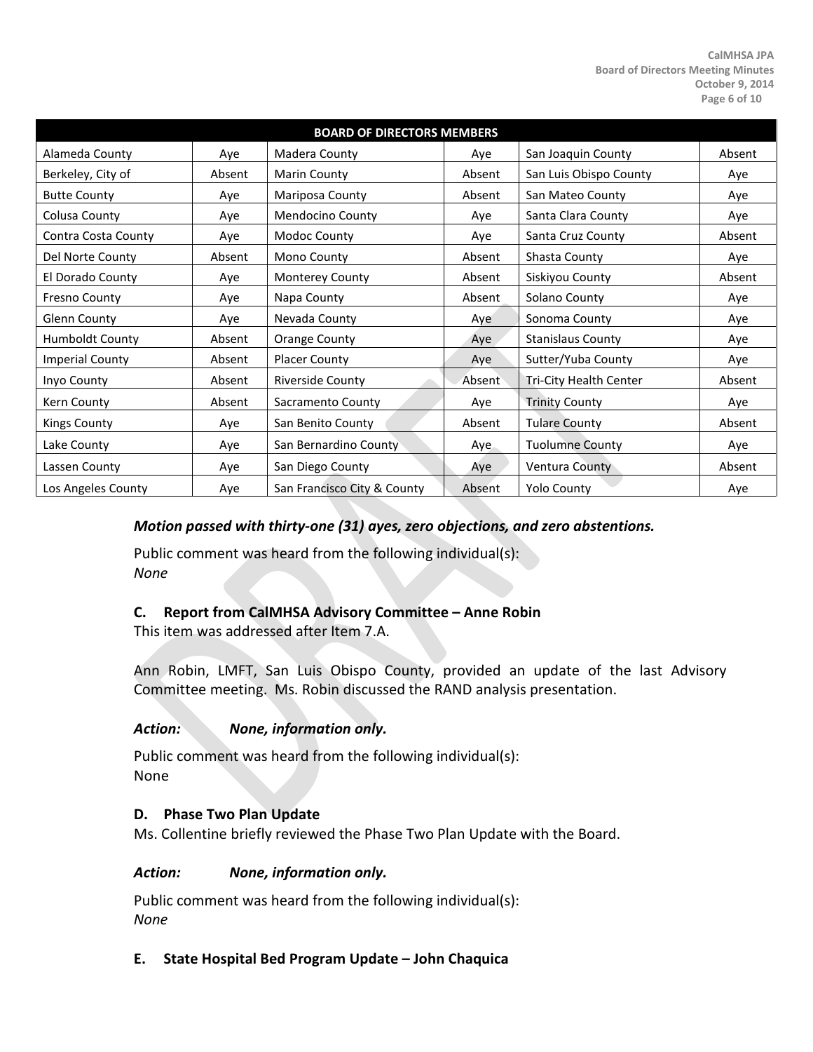| BOARD OF DIRECTORS MEMBERS | | | | | |
|---|---|---|---|---|---|
| Alameda County | Aye | Madera County | Aye | San Joaquin County | Absent |
| Berkeley, City of | Absent | Marin County | Absent | San Luis Obispo County | Aye |
| Butte County | Aye | Mariposa County | Absent | San Mateo County | Aye |
| Colusa County | Aye | Mendocino County | Aye | Santa Clara County | Aye |
| Contra Costa County | Aye | Modoc County | Aye | Santa Cruz County | Absent |
| Del Norte County | Absent | Mono County | Absent | Shasta County | Aye |
| El Dorado County | Aye | Monterey County | Absent | Siskiyou County | Absent |
| Fresno County | Aye | Napa County | Absent | Solano County | Aye |
| Glenn County | Aye | Nevada County | Aye | Sonoma County | Aye |
| Humboldt County | Absent | Orange County | Aye | Stanislaus County | Aye |
| Imperial County | Absent | Placer County | Aye | Sutter/Yuba County | Aye |
| Inyo County | Absent | Riverside County | Absent | Tri-City Health Center | Absent |
| Kern County | Absent | Sacramento County | Aye | Trinity County | Aye |
| Kings County | Aye | San Benito County | Absent | Tulare County | Absent |
| Lake County | Aye | San Bernardino County | Aye | Tuolumne County | Aye |
| Lassen County | Aye | San Diego County | Aye | Ventura County | Absent |
| Los Angeles County | Aye | San Francisco City & County | Absent | Yolo County | Aye |

***Motion passed with thirty-one (31) ayes, zero objections, and zero abstentions.***

Public comment was heard from the following individual(s):
*None*

### C. Report from CalMHSA Advisory Committee – Anne Robin

This item was addressed after Item 7.A.

Ann Robin, LMFT, San Luis Obispo County, provided an update of the last Advisory Committee meeting. Ms. Robin discussed the RAND analysis presentation.

***Action: None, information only.***

Public comment was heard from the following individual(s):
None

### D. Phase Two Plan Update

Ms. Collentine briefly reviewed the Phase Two Plan Update with the Board.

***Action: None, information only.***

Public comment was heard from the following individual(s):
*None*

### E. State Hospital Bed Program Update – John Chaquica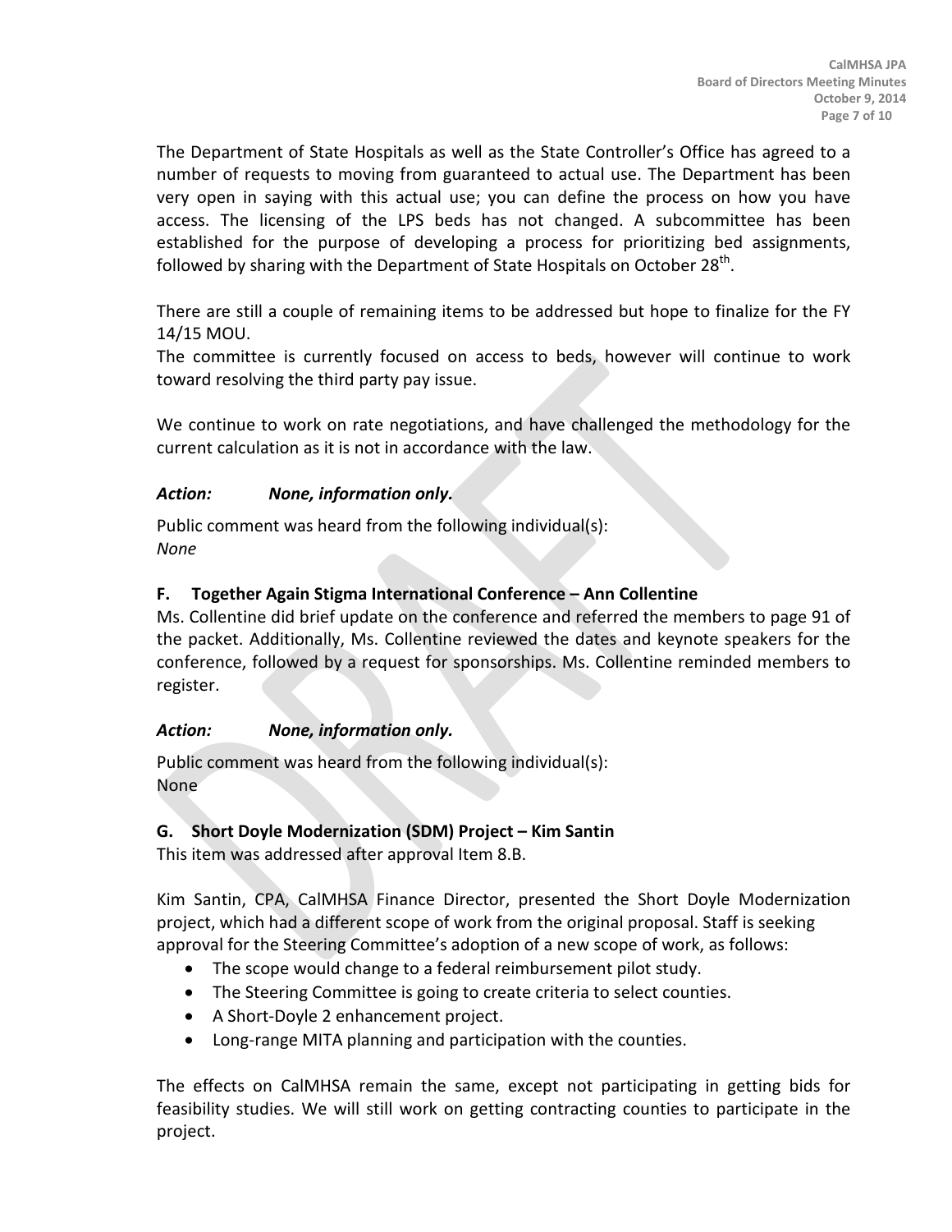The Department of State Hospitals as well as the State Controller's Office has agreed to a number of requests to moving from guaranteed to actual use. The Department has been very open in saying with this actual use; you can define the process on how you have access. The licensing of the LPS beds has not changed. A subcommittee has been established for the purpose of developing a process for prioritizing bed assignments, followed by sharing with the Department of State Hospitals on October 28th.

There are still a couple of remaining items to be addressed but hope to finalize for the FY 14/15 MOU.
The committee is currently focused on access to beds, however will continue to work toward resolving the third party pay issue.

We continue to work on rate negotiations, and have challenged the methodology for the current calculation as it is not in accordance with the law.

***Action: None, information only.***

Public comment was heard from the following individual(s):
*None*

### F. Together Again Stigma International Conference – Ann Collentine

Ms. Collentine did brief update on the conference and referred the members to page 91 of the packet. Additionally, Ms. Collentine reviewed the dates and keynote speakers for the conference, followed by a request for sponsorships. Ms. Collentine reminded members to register.

***Action: None, information only.***

Public comment was heard from the following individual(s):
None

### G. Short Doyle Modernization (SDM) Project – Kim Santin

This item was addressed after approval Item 8.B.

Kim Santin, CPA, CalMHSA Finance Director, presented the Short Doyle Modernization project, which had a different scope of work from the original proposal. Staff is seeking approval for the Steering Committee's adoption of a new scope of work, as follows:

- The scope would change to a federal reimbursement pilot study.
- The Steering Committee is going to create criteria to select counties.
- A Short-Doyle 2 enhancement project.
- Long-range MITA planning and participation with the counties.

The effects on CalMHSA remain the same, except not participating in getting bids for feasibility studies. We will still work on getting contracting counties to participate in the project.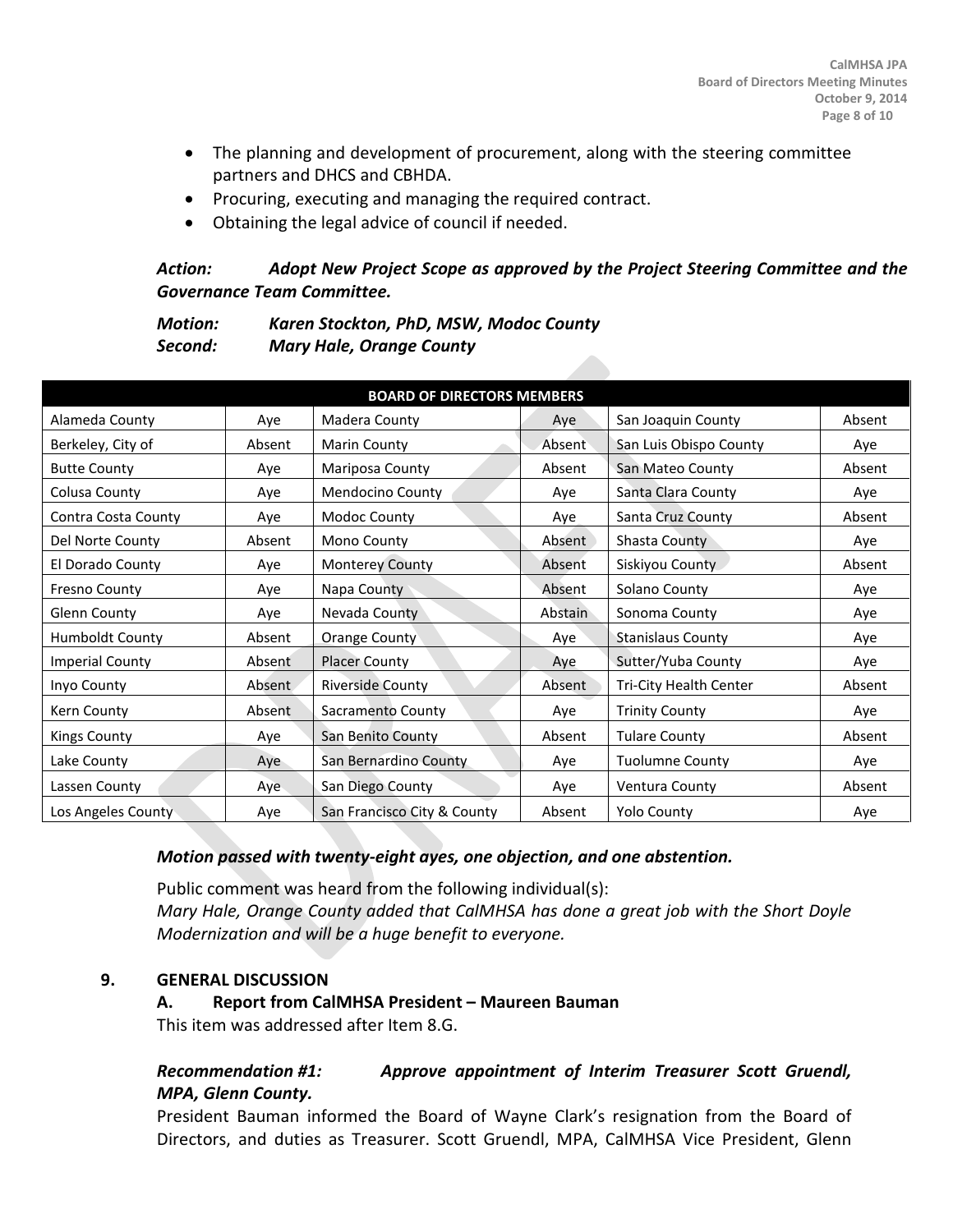- The planning and development of procurement, along with the steering committee partners and DHCS and CBHDA.
- Procuring, executing and managing the required contract.
- Obtaining the legal advice of council if needed.

***Action:*** ***Adopt New Project Scope as approved by the Project Steering Committee and the Governance Team Committee.***

***Motion:*** ***Karen Stockton, PhD, MSW, Modoc County***
***Second:*** ***Mary Hale, Orange County***

| BOARD OF DIRECTORS MEMBERS | | | | | |
|---|---|---|---|---|---|
| Alameda County | Aye | Madera County | Aye | San Joaquin County | Absent |
| Berkeley, City of | Absent | Marin County | Absent | San Luis Obispo County | Aye |
| Butte County | Aye | Mariposa County | Absent | San Mateo County | Absent |
| Colusa County | Aye | Mendocino County | Aye | Santa Clara County | Aye |
| Contra Costa County | Aye | Modoc County | Aye | Santa Cruz County | Absent |
| Del Norte County | Absent | Mono County | Absent | Shasta County | Aye |
| El Dorado County | Aye | Monterey County | Absent | Siskiyou County | Absent |
| Fresno County | Aye | Napa County | Absent | Solano County | Aye |
| Glenn County | Aye | Nevada County | Abstain | Sonoma County | Aye |
| Humboldt County | Absent | Orange County | Aye | Stanislaus County | Aye |
| Imperial County | Absent | Placer County | Aye | Sutter/Yuba County | Aye |
| Inyo County | Absent | Riverside County | Absent | Tri-City Health Center | Absent |
| Kern County | Absent | Sacramento County | Aye | Trinity County | Aye |
| Kings County | Aye | San Benito County | Absent | Tulare County | Absent |
| Lake County | Aye | San Bernardino County | Aye | Tuolumne County | Aye |
| Lassen County | Aye | San Diego County | Aye | Ventura County | Absent |
| Los Angeles County | Aye | San Francisco City & County | Absent | Yolo County | Aye |

***Motion passed with twenty-eight ayes, one objection, and one abstention.***

Public comment was heard from the following individual(s):
*Mary Hale, Orange County added that CalMHSA has done a great job with the Short Doyle Modernization and will be a huge benefit to everyone.*

## 9. GENERAL DISCUSSION

### A. Report from CalMHSA President – Maureen Bauman

This item was addressed after Item 8.G.

***Recommendation #1:*** ***Approve appointment of Interim Treasurer Scott Gruendl, MPA, Glenn County.***

President Bauman informed the Board of Wayne Clark's resignation from the Board of Directors, and duties as Treasurer. Scott Gruendl, MPA, CalMHSA Vice President, Glenn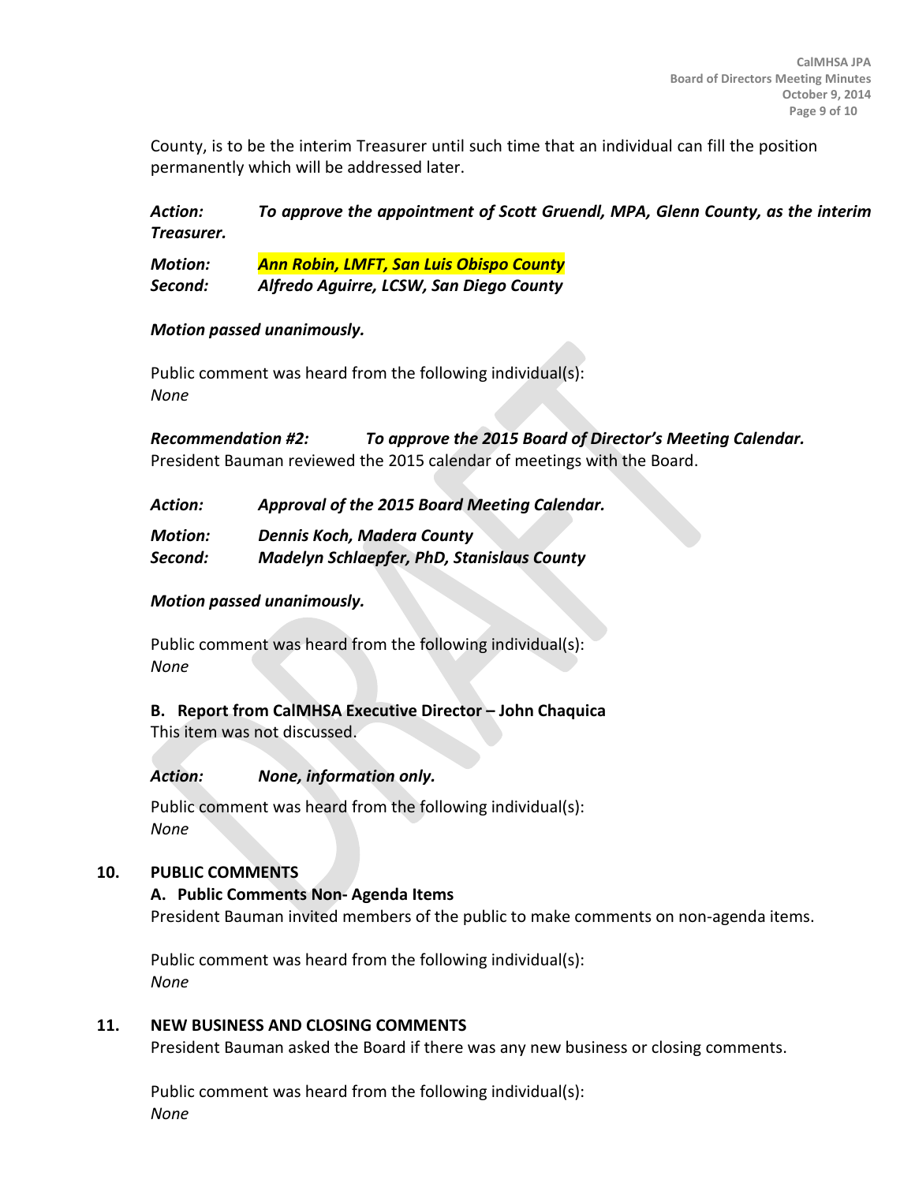County, is to be the interim Treasurer until such time that an individual can fill the position permanently which will be addressed later.

***Action:*** ***To approve the appointment of Scott Gruendl, MPA, Glenn County, as the interim Treasurer.***

***Motion:*** ***Ann Robin, LMFT, San Luis Obispo County***
***Second:*** ***Alfredo Aguirre, LCSW, San Diego County***

***Motion passed unanimously.***

Public comment was heard from the following individual(s):
*None*

***Recommendation #2:*** ***To approve the 2015 Board of Director's Meeting Calendar.***
President Bauman reviewed the 2015 calendar of meetings with the Board.

***Action:*** ***Approval of the 2015 Board Meeting Calendar.***

***Motion:*** ***Dennis Koch, Madera County***
***Second:*** ***Madelyn Schlaepfer, PhD, Stanislaus County***

***Motion passed unanimously.***

Public comment was heard from the following individual(s):
*None*

**B. Report from CalMHSA Executive Director – John Chaquica**
This item was not discussed.

***Action:*** ***None, information only.***

Public comment was heard from the following individual(s):
*None*

## 10. PUBLIC COMMENTS

**A. Public Comments Non- Agenda Items**
President Bauman invited members of the public to make comments on non-agenda items.

Public comment was heard from the following individual(s):
*None*

## 11. NEW BUSINESS AND CLOSING COMMENTS

President Bauman asked the Board if there was any new business or closing comments.

Public comment was heard from the following individual(s):
*None*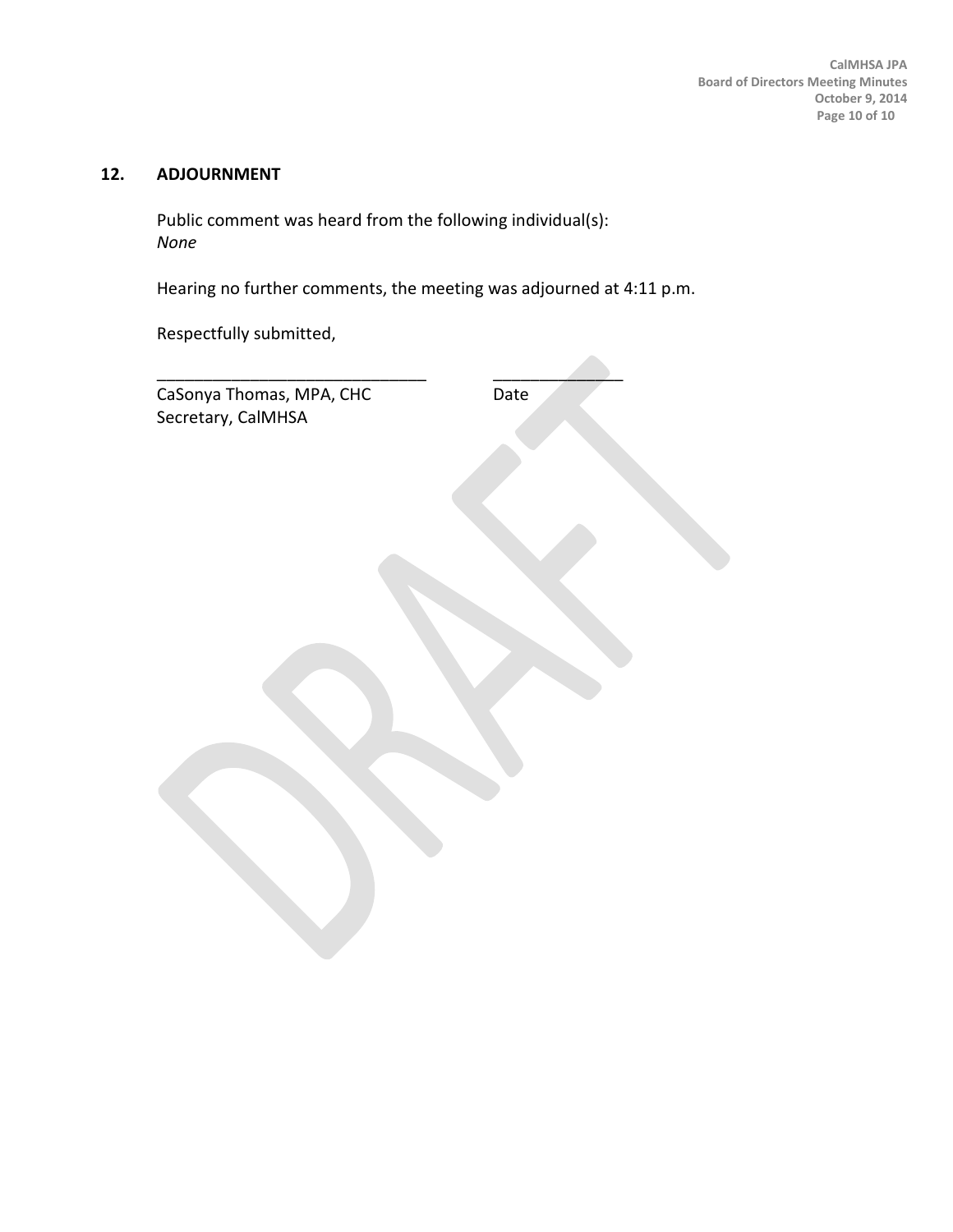## 12. ADJOURNMENT

Public comment was heard from the following individual(s):
*None*

Hearing no further comments, the meeting was adjourned at 4:11 p.m.

Respectfully submitted,

_____________________________ _____________
CaSonya Thomas, MPA, CHC Date
Secretary, CalMHSA